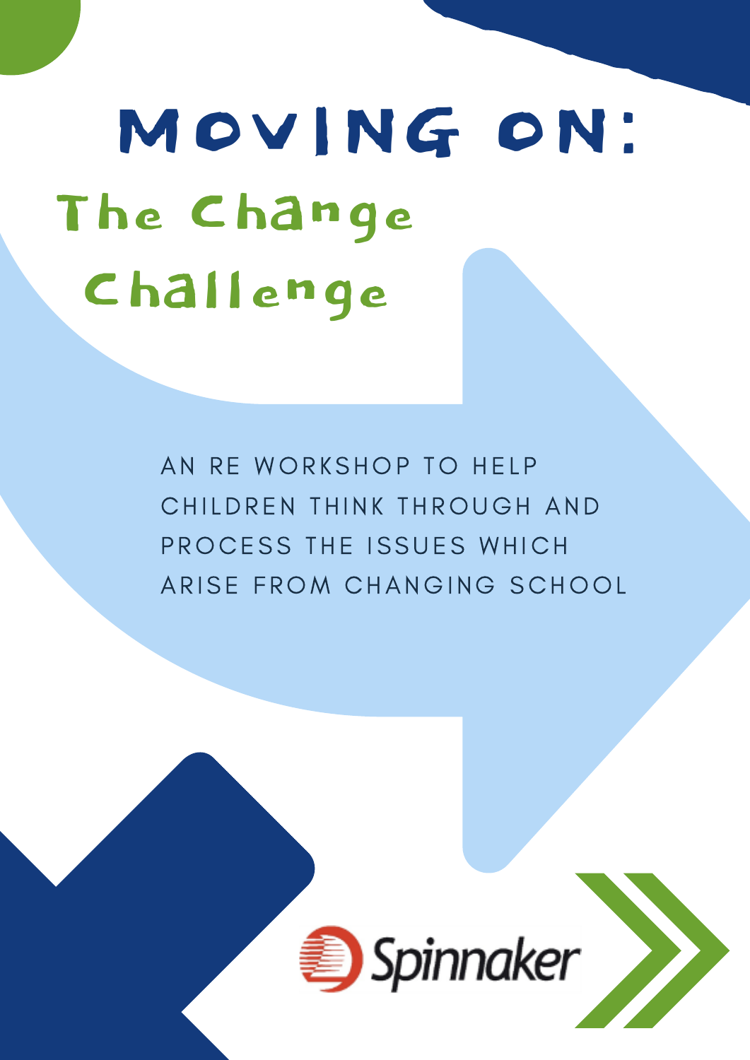# MOVING ON:

## The Change Challenge

AN RE WORKSHOP TO HELP CHILDREN THINK THROUGH AND PROCESS THE ISSUES WHICH ARISE FROM CHANGING SCHOOL

Spinnaker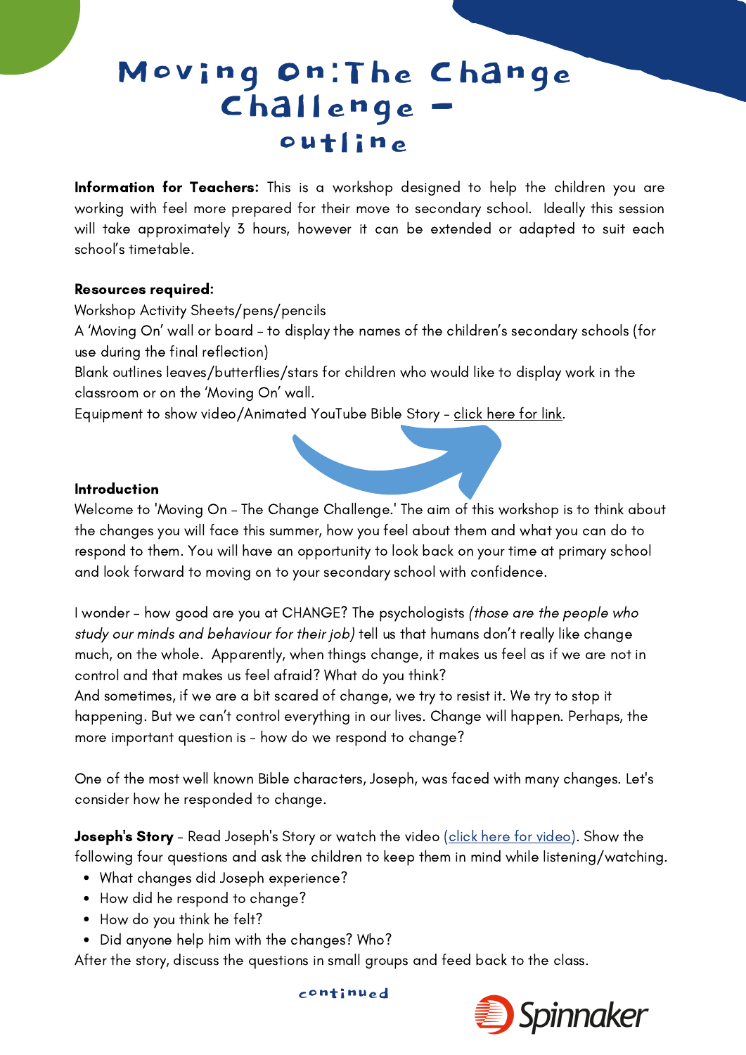# Moving On: The Change Challenge – outline

**Information for Teachers:** This is a workshop designed to help the children you are working with feel more prepared for their move to secondary school. Ideally this session will take approximately 3 hours, however it can be extended or adapted to suit each school's timetable.

**Resources required**:
Workshop Activity Sheets/pens/pencils
A 'Moving On' wall or board – to display the names of the children's secondary schools (for use during the final reflection)
Blank outlines leaves/butterflies/stars for children who would like to display work in the classroom or on the 'Moving On' wall.
Equipment to show video/Animated YouTube Bible Story – click here for link.

**Introduction**
Welcome to 'Moving On – The Change Challenge.' The aim of this workshop is to think about the changes you will face this summer, how you feel about them and what you can do to respond to them. You will have an opportunity to look back on your time at primary school and look forward to moving on to your secondary school with confidence.

I wonder – how good are you at CHANGE? The psychologists *(those are the people who study our minds and behaviour for their job)* tell us that humans don't really like change much, on the whole. Apparently, when things change, it makes us feel as if we are not in control and that makes us feel afraid? What do you think?
And sometimes, if we are a bit scared of change, we try to resist it. We try to stop it happening. But we can't control everything in our lives. Change will happen. Perhaps, the more important question is – how do we respond to change?

One of the most well known Bible characters, Joseph, was faced with many changes. Let's consider how he responded to change.

**Joseph's Story** – Read Joseph's Story or watch the video (click here for video). Show the following four questions and ask the children to keep them in mind while listening/watching.

- What changes did Joseph experience?
- How did he respond to change?
- How do you think he felt?
- Did anyone help him with the changes? Who?

After the story, discuss the questions in small groups and feed back to the class.

continued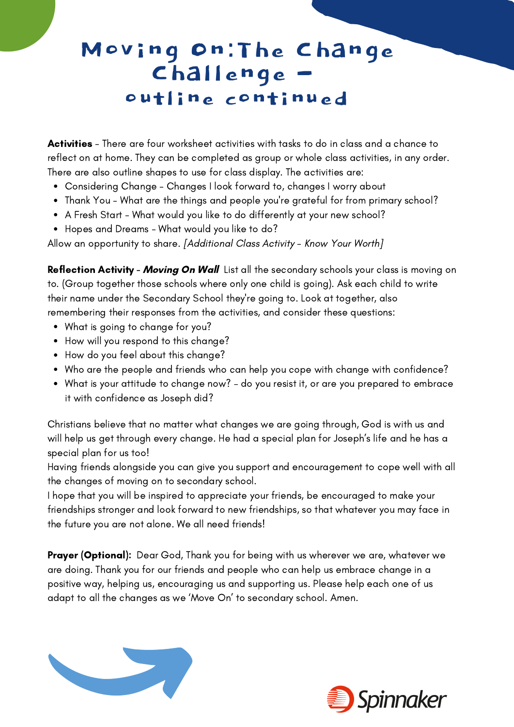# Moving On: The Change Challenge – outline continued

**Activities** - There are four worksheet activities with tasks to do in class and a chance to reflect on at home. They can be completed as group or whole class activities, in any order. There are also outline shapes to use for class display. The activities are:

- Considering Change - Changes I look forward to, changes I worry about
- Thank You - What are the things and people you're grateful for from primary school?
- A Fresh Start - What would you like to do differently at your new school?
- Hopes and Dreams - What would you like to do?

Allow an opportunity to share. *[Additional Class Activity - Know Your Worth]*

**Reflection Activity** - ***Moving On Wall*** List all the secondary schools your class is moving on to. (Group together those schools where only one child is going). Ask each child to write their name under the Secondary School they're going to. Look at together, also remembering their responses from the activities, and consider these questions:

- What is going to change for you?
- How will you respond to this change?
- How do you feel about this change?
- Who are the people and friends who can help you cope with change with confidence?
- What is your attitude to change now? - do you resist it, or are you prepared to embrace it with confidence as Joseph did?

Christians believe that no matter what changes we are going through, God is with us and will help us get through every change. He had a special plan for Joseph's life and he has a special plan for us too!
Having friends alongside you can give you support and encouragement to cope well with all the changes of moving on to secondary school.
I hope that you will be inspired to appreciate your friends, be encouraged to make your friendships stronger and look forward to new friendships, so that whatever you may face in the future you are not alone. We all need friends!

**Prayer (Optional):** Dear God, Thank you for being with us wherever we are, whatever we are doing. Thank you for our friends and people who can help us embrace change in a positive way, helping us, encouraging us and supporting us. Please help each one of us adapt to all the changes as we 'Move On' to secondary school. Amen.

Spinnaker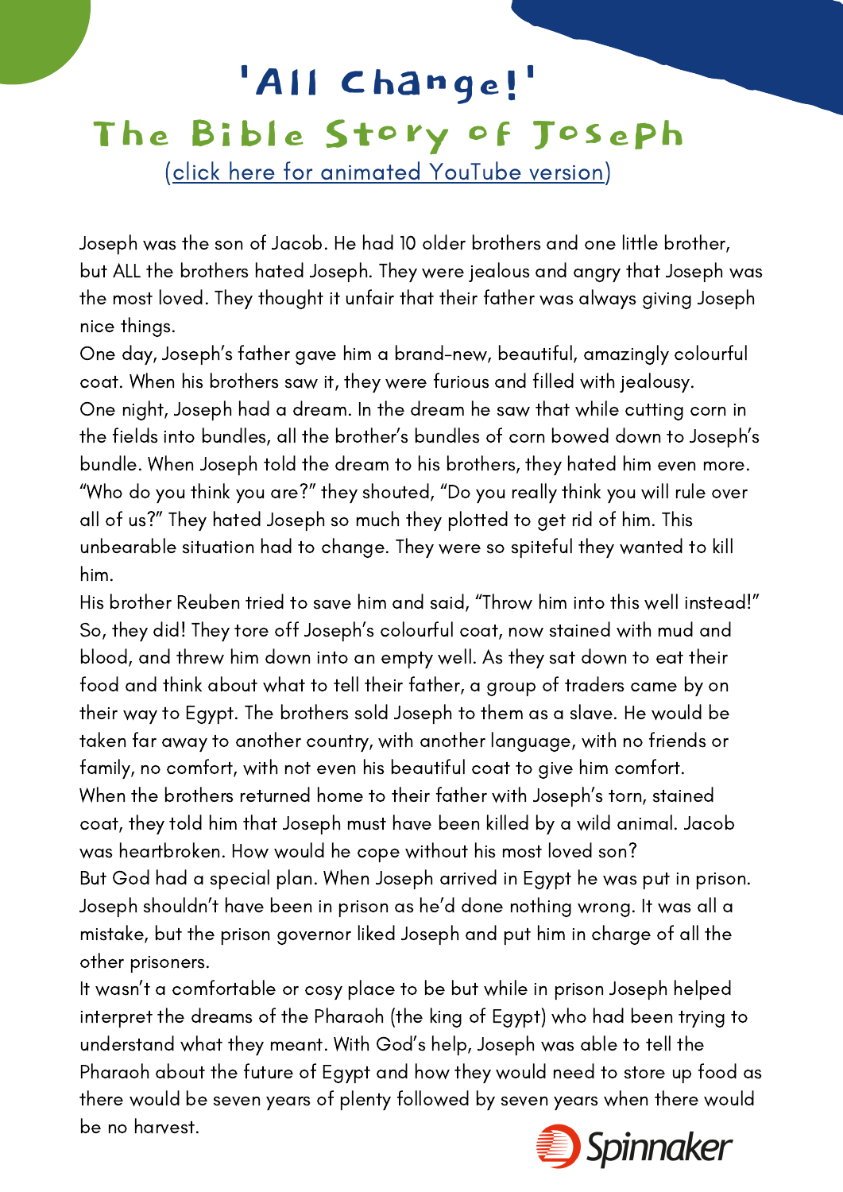# 'All Change!'

## The Bible Story of Joseph

(click here for animated YouTube version)

Joseph was the son of Jacob. He had 10 older brothers and one little brother, but ALL the brothers hated Joseph. They were jealous and angry that Joseph was the most loved. They thought it unfair that their father was always giving Joseph nice things.

One day, Joseph's father gave him a brand-new, beautiful, amazingly colourful coat. When his brothers saw it, they were furious and filled with jealousy.

One night, Joseph had a dream. In the dream he saw that while cutting corn in the fields into bundles, all the brother's bundles of corn bowed down to Joseph's bundle. When Joseph told the dream to his brothers, they hated him even more. "Who do you think you are?" they shouted, "Do you really think you will rule over all of us?" They hated Joseph so much they plotted to get rid of him. This unbearable situation had to change. They were so spiteful they wanted to kill him.

His brother Reuben tried to save him and said, "Throw him into this well instead!" So, they did! They tore off Joseph's colourful coat, now stained with mud and blood, and threw him down into an empty well. As they sat down to eat their food and think about what to tell their father, a group of traders came by on their way to Egypt. The brothers sold Joseph to them as a slave. He would be taken far away to another country, with another language, with no friends or family, no comfort, with not even his beautiful coat to give him comfort.

When the brothers returned home to their father with Joseph's torn, stained coat, they told him that Joseph must have been killed by a wild animal. Jacob was heartbroken. How would he cope without his most loved son?

But God had a special plan. When Joseph arrived in Egypt he was put in prison. Joseph shouldn't have been in prison as he'd done nothing wrong. It was all a mistake, but the prison governor liked Joseph and put him in charge of all the other prisoners.

It wasn't a comfortable or cosy place to be but while in prison Joseph helped interpret the dreams of the Pharaoh (the king of Egypt) who had been trying to understand what they meant. With God's help, Joseph was able to tell the Pharaoh about the future of Egypt and how they would need to store up food as there would be seven years of plenty followed by seven years when there would be no harvest.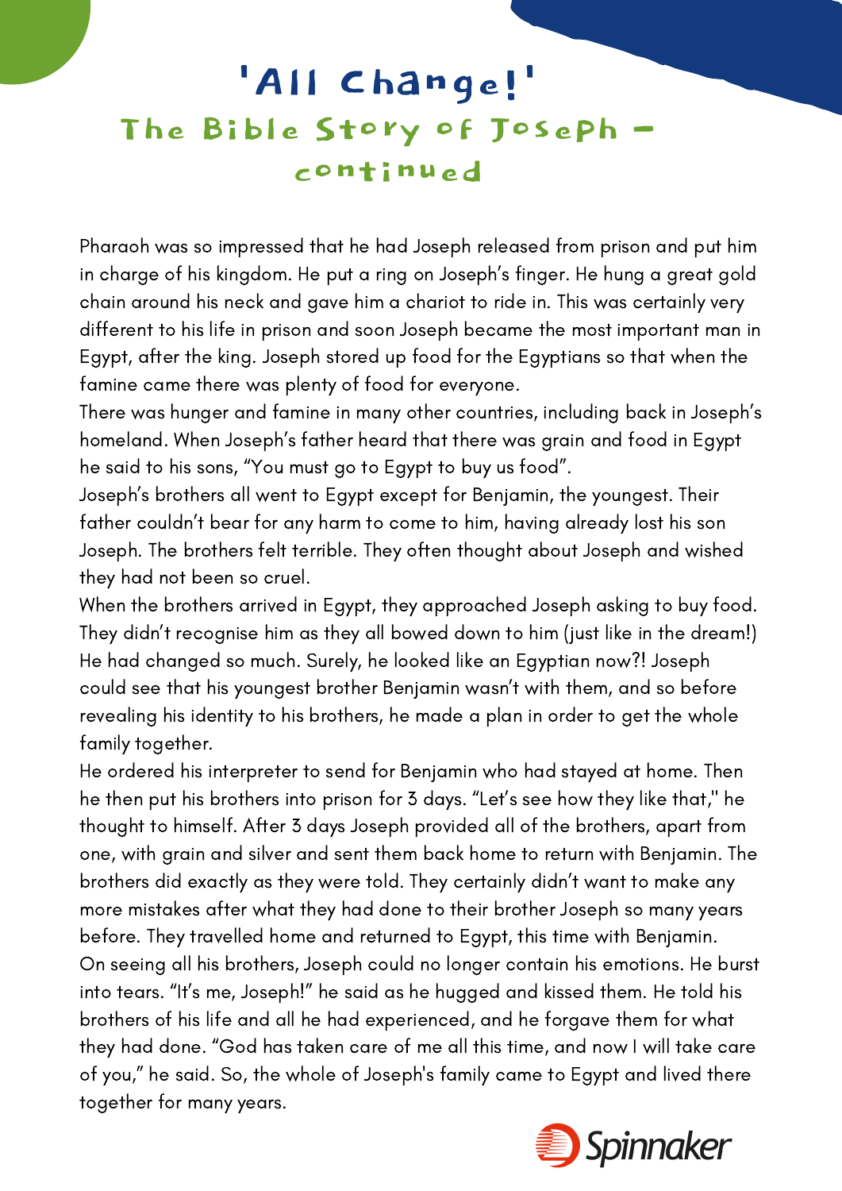# 'All Change!'

## The Bible Story of Joseph – continued

Pharaoh was so impressed that he had Joseph released from prison and put him in charge of his kingdom. He put a ring on Joseph's finger. He hung a great gold chain around his neck and gave him a chariot to ride in. This was certainly very different to his life in prison and soon Joseph became the most important man in Egypt, after the king. Joseph stored up food for the Egyptians so that when the famine came there was plenty of food for everyone.

There was hunger and famine in many other countries, including back in Joseph's homeland. When Joseph's father heard that there was grain and food in Egypt he said to his sons, "You must go to Egypt to buy us food".

Joseph's brothers all went to Egypt except for Benjamin, the youngest. Their father couldn't bear for any harm to come to him, having already lost his son Joseph. The brothers felt terrible. They often thought about Joseph and wished they had not been so cruel.

When the brothers arrived in Egypt, they approached Joseph asking to buy food. They didn't recognise him as they all bowed down to him (just like in the dream!) He had changed so much. Surely, he looked like an Egyptian now?! Joseph could see that his youngest brother Benjamin wasn't with them, and so before revealing his identity to his brothers, he made a plan in order to get the whole family together.

He ordered his interpreter to send for Benjamin who had stayed at home. Then he then put his brothers into prison for 3 days. "Let's see how they like that," he thought to himself. After 3 days Joseph provided all of the brothers, apart from one, with grain and silver and sent them back home to return with Benjamin. The brothers did exactly as they were told. They certainly didn't want to make any more mistakes after what they had done to their brother Joseph so many years before. They travelled home and returned to Egypt, this time with Benjamin.

On seeing all his brothers, Joseph could no longer contain his emotions. He burst into tears. "It's me, Joseph!" he said as he hugged and kissed them. He told his brothers of his life and all he had experienced, and he forgave them for what they had done. "God has taken care of me all this time, and now I will take care of you," he said. So, the whole of Joseph's family came to Egypt and lived there together for many years.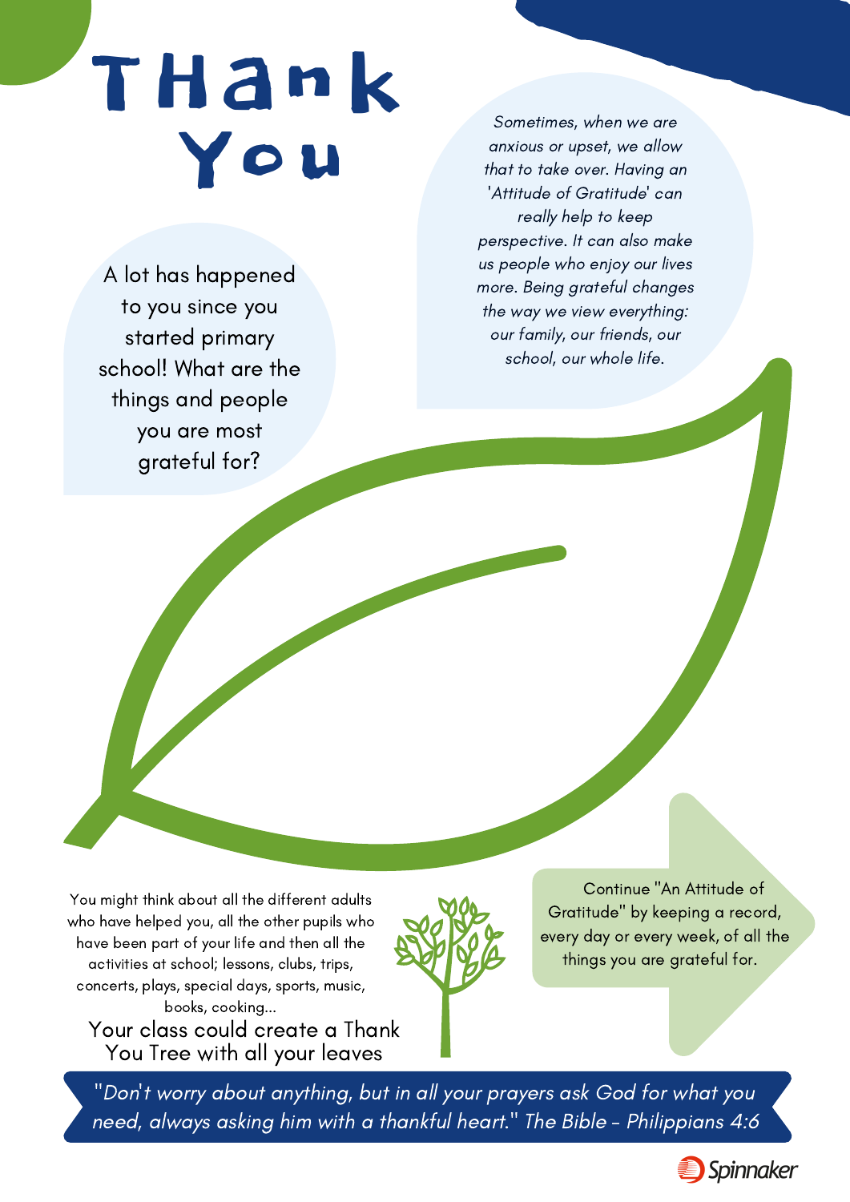# Thank You

A lot has happened to you since you started primary school! What are the things and people you are most grateful for?

*Sometimes, when we are anxious or upset, we allow that to take over. Having an 'Attitude of Gratitude' can really help to keep perspective. It can also make us people who enjoy our lives more. Being grateful changes the way we view everything: our family, our friends, our school, our whole life.*

You might think about all the different adults who have helped you, all the other pupils who have been part of your life and then all the activities at school; lessons, clubs, trips, concerts, plays, special days, sports, music, books, cooking...

Your class could create a Thank You Tree with all your leaves

Continue "An Attitude of Gratitude" by keeping a record, every day or every week, of all the things you are grateful for.

*"Don't worry about anything, but in all your prayers ask God for what you need, always asking him with a thankful heart." The Bible - Philippians 4:6*

Spinnaker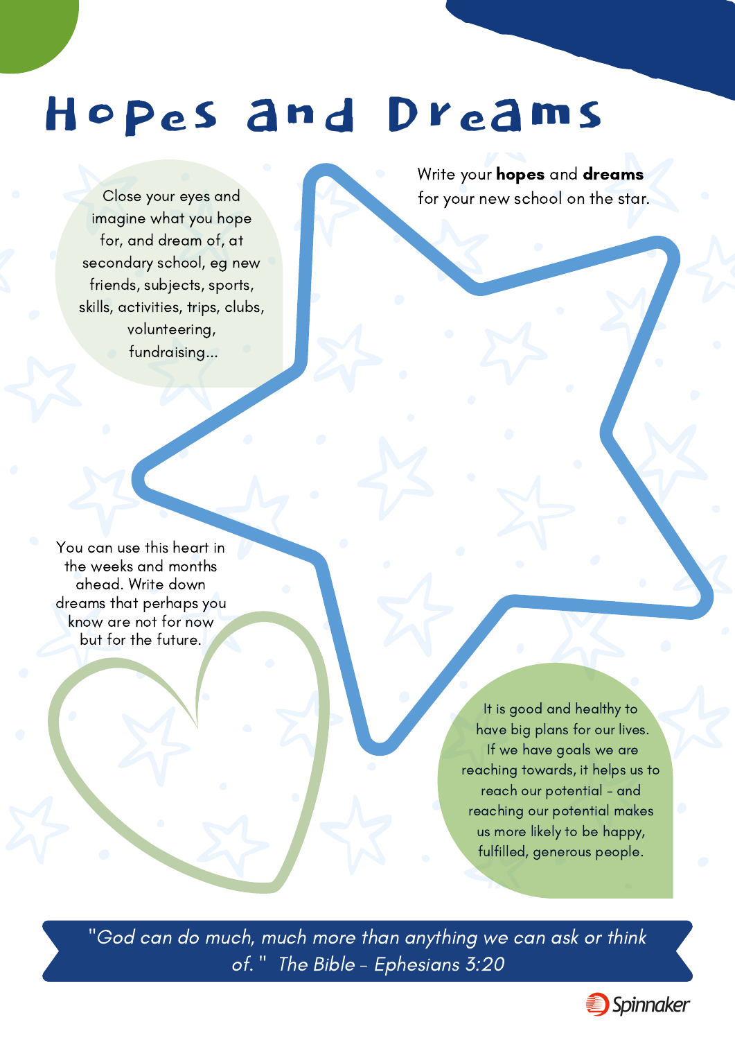# Hopes and Dreams

Close your eyes and imagine what you hope for, and dream of, at secondary school, eg new friends, subjects, sports, skills, activities, trips, clubs, volunteering, fundraising...

Write your **hopes** and **dreams** for your new school on the star.

You can use this heart in the weeks and months ahead. Write down dreams that perhaps you know are not for now but for the future.

It is good and healthy to have big plans for our lives. If we have goals we are reaching towards, it helps us to reach our potential - and reaching our potential makes us more likely to be happy, fulfilled, generous people.

*"God can do much, much more than anything we can ask or think of." The Bible - Ephesians 3:20*

Spinnaker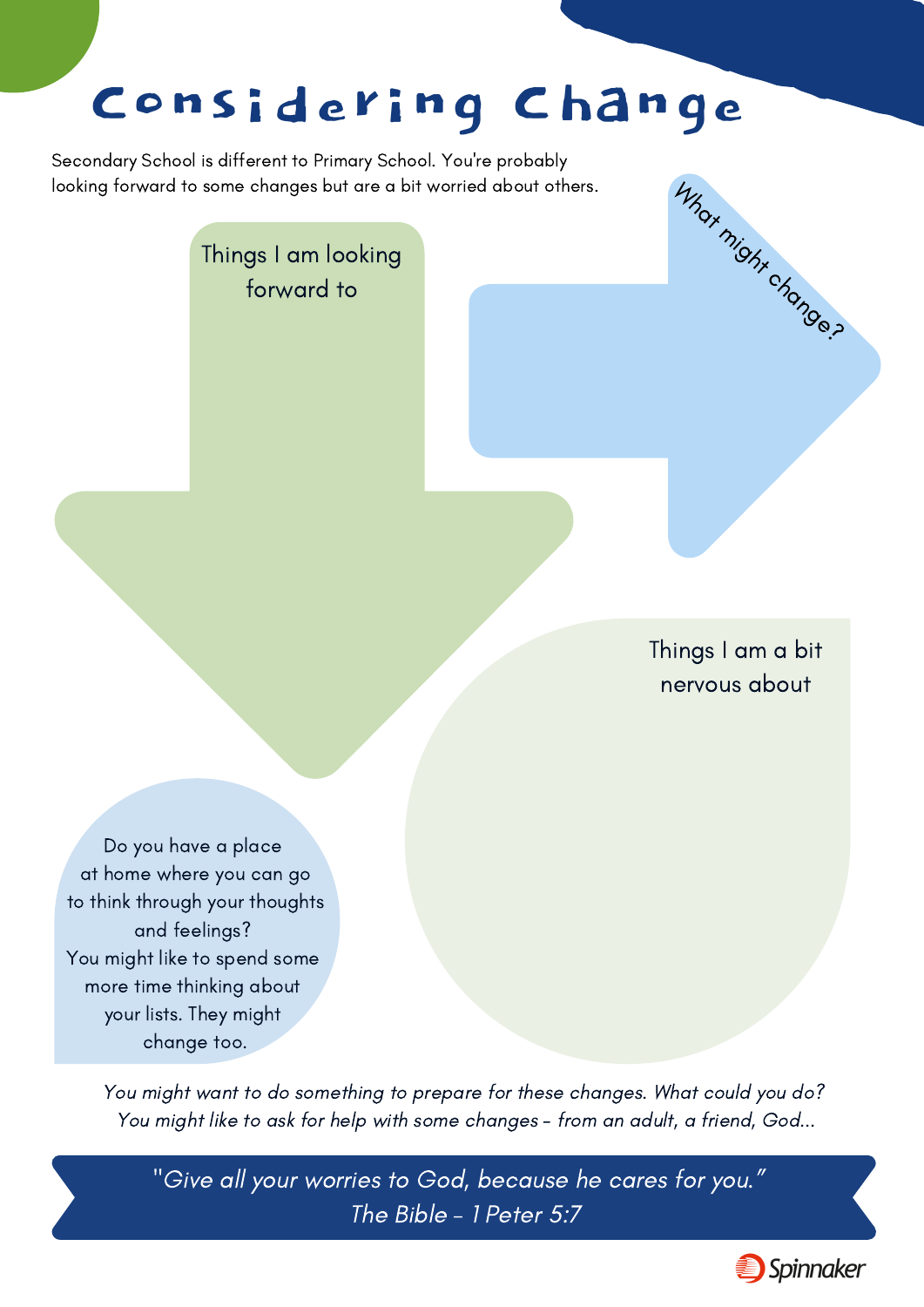# Considering Change

Secondary School is different to Primary School. You're probably looking forward to some changes but are a bit worried about others.

Things I am looking forward to

What might change?

Things I am a bit nervous about

Do you have a place at home where you can go to think through your thoughts and feelings? You might like to spend some more time thinking about your lists. They might change too.

*You might want to do something to prepare for these changes. What could you do?*
*You might like to ask for help with some changes - from an adult, a friend, God...*

*"Give all your worries to God, because he cares for you."*
*The Bible - 1 Peter 5:7*

Spinnaker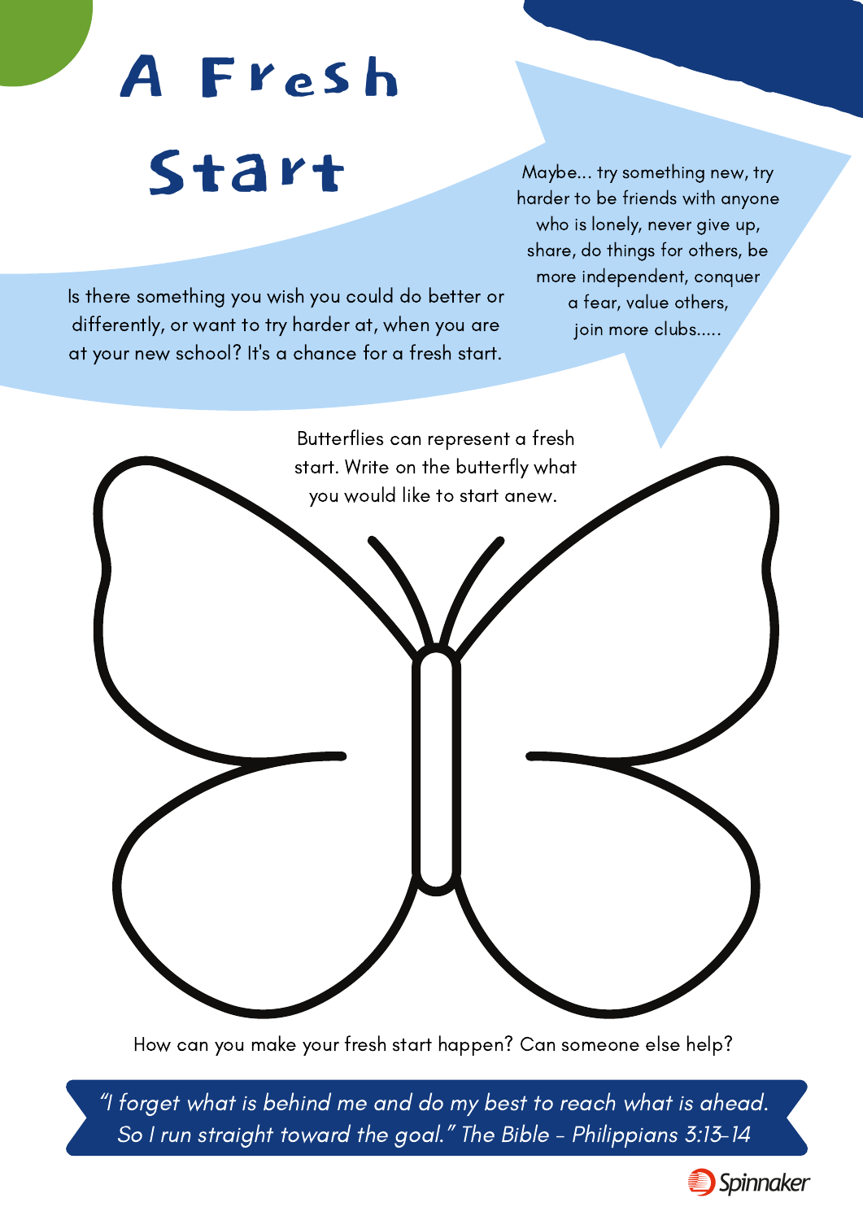# A Fresh Start

Is there something you wish you could do better or differently, or want to try harder at, when you are at your new school? It's a chance for a fresh start.

Maybe... try something new, try harder to be friends with anyone who is lonely, never give up, share, do things for others, be more independent, conquer a fear, value others, join more clubs.....

Butterflies can represent a fresh start. Write on the butterfly what you would like to start anew.

How can you make your fresh start happen? Can someone else help?

*"I forget what is behind me and do my best to reach what is ahead. So I run straight toward the goal." The Bible - Philippians 3:13-14*

Spinnaker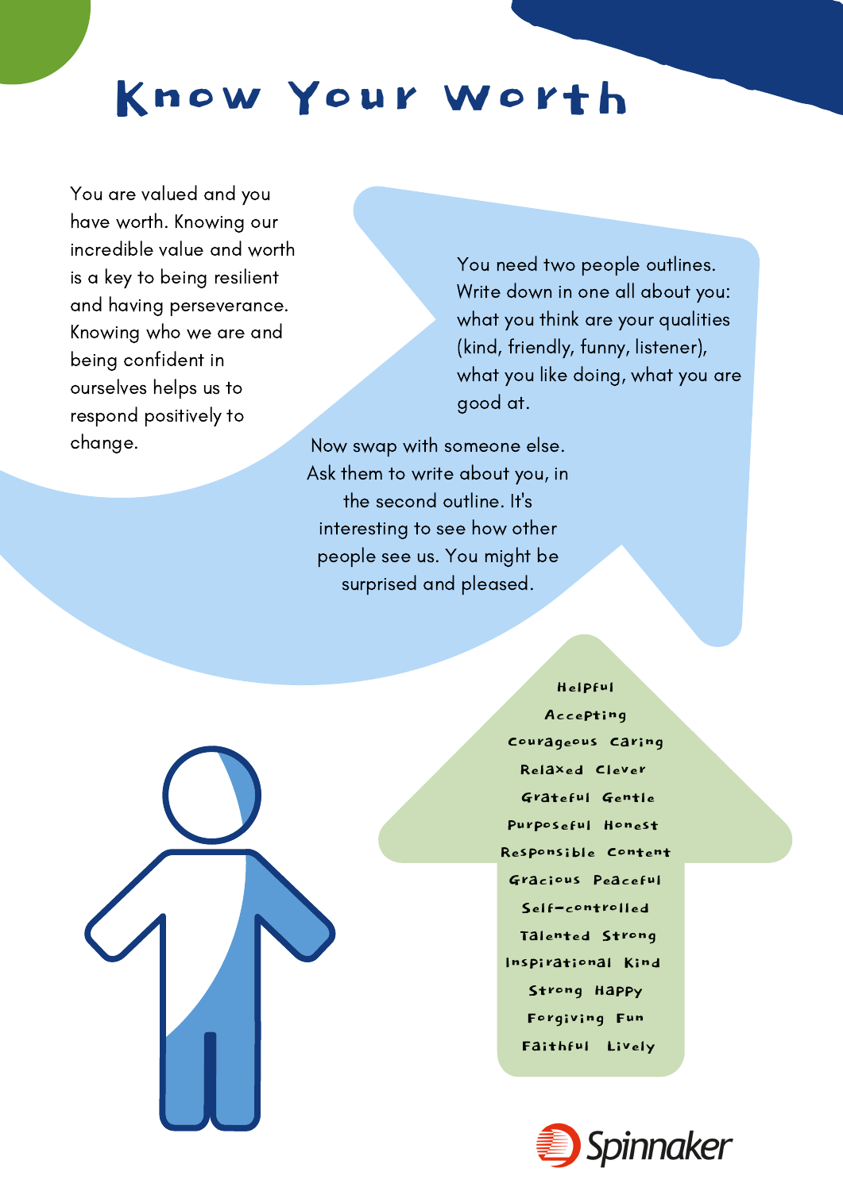# Know Your Worth

You are valued and you have worth. Knowing our incredible value and worth is a key to being resilient and having perseverance. Knowing who we are and being confident in ourselves helps us to respond positively to change.

You need two people outlines. Write down in one all about you: what you think are your qualities (kind, friendly, funny, listener), what you like doing, what you are good at.

Now swap with someone else. Ask them to write about you, in the second outline. It's interesting to see how other people see us. You might be surprised and pleased.

Helpful
Accepting
Courageous Caring
Relaxed Clever
Grateful Gentle
Purposeful Honest
Responsible Content
Gracious Peaceful
Self-controlled
Talented Strong
Inspirational Kind
Strong Happy
Forgiving Fun
Faithful Lively

Spinnaker